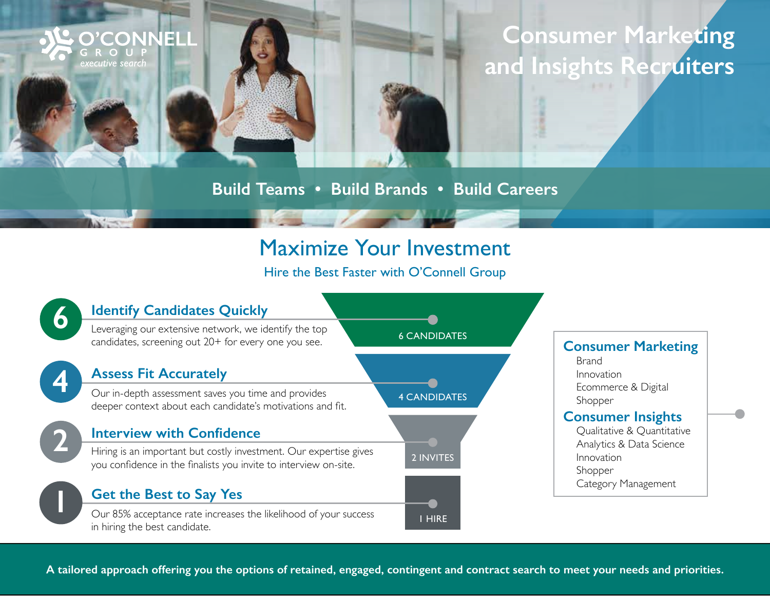O'CONNELL GROUP
*executive search*

# Consumer Marketing and Insights Recruiters

**Build Teams • Build Brands • Build Careers**

## Maximize Your Investment

Hire the Best Faster with O'Connell Group

### 6 Identify Candidates Quickly

Leveraging our extensive network, we identify the top candidates, screening out 20+ for every one you see.

6 CANDIDATES

### 4 Assess Fit Accurately

Our in-depth assessment saves you time and provides deeper context about each candidate's motivations and fit.

4 CANDIDATES

### 2 Interview with Confidence

Hiring is an important but costly investment. Our expertise gives you confidence in the finalists you invite to interview on-site.

2 INVITES

### 1 Get the Best to Say Yes

Our 85% acceptance rate increases the likelihood of your success in hiring the best candidate.

1 HIRE

**Consumer Marketing**
- Brand
- Innovation
- Ecommerce & Digital
- Shopper

**Consumer Insights**
- Qualitative & Quantitative
- Analytics & Data Science
- Innovation
- Shopper
- Category Management

**A tailored approach offering you the options of retained, engaged, contingent and contract search to meet your needs and priorities.**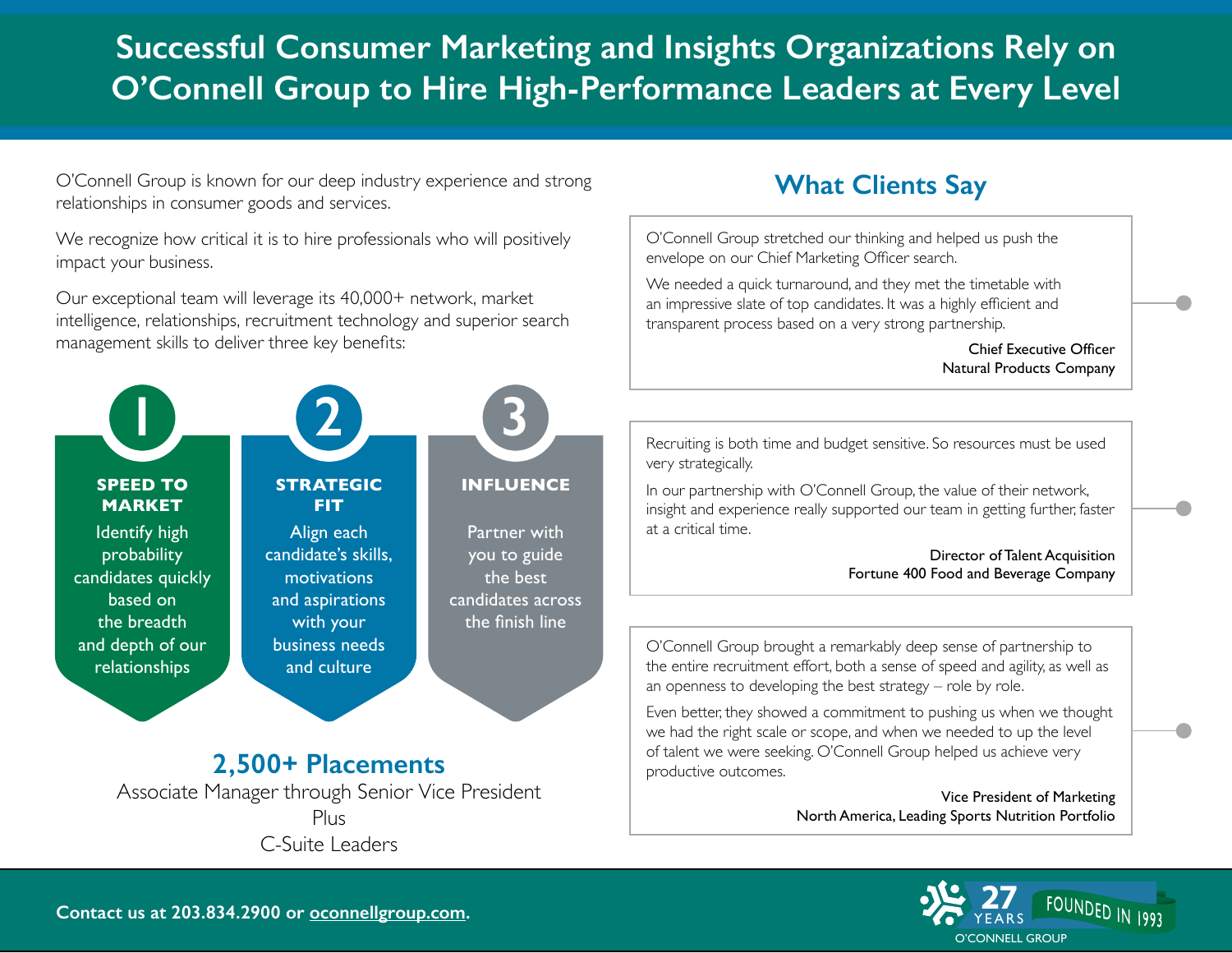# Successful Consumer Marketing and Insights Organizations Rely on O'Connell Group to Hire High-Performance Leaders at Every Level

O'Connell Group is known for our deep industry experience and strong relationships in consumer goods and services.

We recognize how critical it is to hire professionals who will positively impact your business.

Our exceptional team will leverage its 40,000+ network, market intelligence, relationships, recruitment technology and superior search management skills to deliver three key benefits:

**1 — SPEED TO MARKET**

Identify high probability candidates quickly based on the breadth and depth of our relationships

**2 — STRATEGIC FIT**

Align each candidate's skills, motivations and aspirations with your business needs and culture

**3 — INFLUENCE**

Partner with you to guide the best candidates across the finish line

## 2,500+ Placements

Associate Manager through Senior Vice President

Plus

C-Suite Leaders

## What Clients Say

O'Connell Group stretched our thinking and helped us push the envelope on our Chief Marketing Officer search.

We needed a quick turnaround, and they met the timetable with an impressive slate of top candidates. It was a highly efficient and transparent process based on a very strong partnership.

Chief Executive Officer
Natural Products Company

---

Recruiting is both time and budget sensitive. So resources must be used very strategically.

In our partnership with O'Connell Group, the value of their network, insight and experience really supported our team in getting further, faster at a critical time.

Director of Talent Acquisition
Fortune 400 Food and Beverage Company

---

O'Connell Group brought a remarkably deep sense of partnership to the entire recruitment effort, both a sense of speed and agility, as well as an openness to developing the best strategy – role by role.

Even better, they showed a commitment to pushing us when we thought we had the right scale or scope, and when we needed to up the level of talent we were seeking. O'Connell Group helped us achieve very productive outcomes.

Vice President of Marketing
North America, Leading Sports Nutrition Portfolio

---

**Contact us at 203.834.2900 or oconnellgroup.com.**

27 YEARS — FOUNDED IN 1993

O'CONNELL GROUP